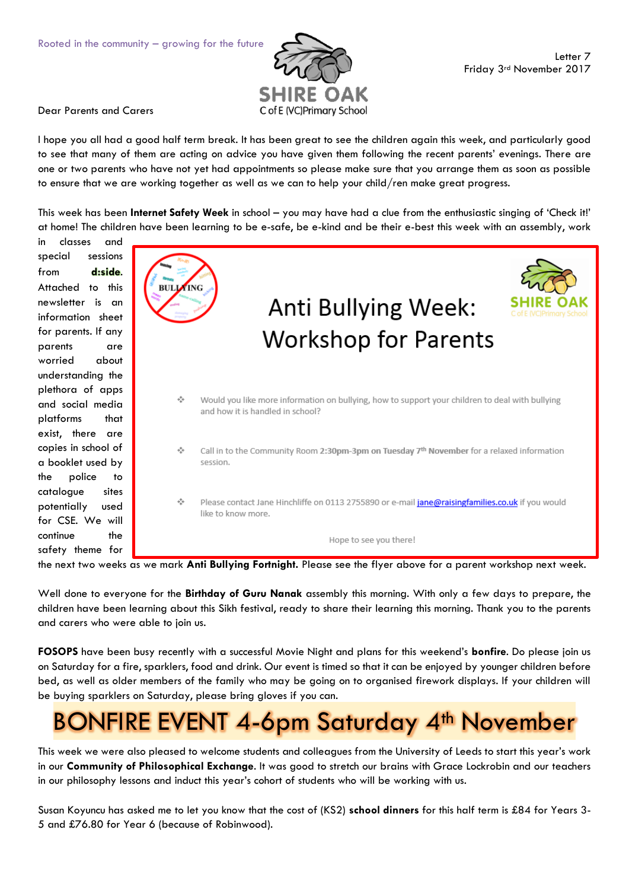Rooted in the community – growing for the future

**SHIRE OAK**
C of E (VC) Primary School

Letter 7
Friday 3rd November 2017

Dear Parents and Carers

I hope you all had a good half term break. It has been great to see the children again this week, and particularly good to see that many of them are acting on advice you have given them following the recent parents' evenings. There are one or two parents who have not yet had appointments so please make sure that you arrange them as soon as possible to ensure that we are working together as well as we can to help your child/ren make great progress.

This week has been **Internet Safety Week** in school – you may have had a clue from the enthusiastic singing of 'Check it!' at home! The children have been learning to be e-safe, be e-kind and be their e-best this week with an assembly, work in classes and special sessions from **d:side**. Attached to this newsletter is an information sheet for parents. If any parents are worried about understanding the plethora of apps and social media platforms that exist, there are copies in school of a booklet used by the police to catalogue sites potentially used for CSE. We will continue the safety theme for the next two weeks as we mark **Anti Bullying Fortnight.** Please see the flyer above for a parent workshop next week.

> ## Anti Bullying Week: Workshop for Parents
>
> - Would you like more information on bullying, how to support your children to deal with bullying and how it is handled in school?
> - Call in to the Community Room **2:30pm-3pm on Tuesday 7th November** for a relaxed information session.
> - Please contact Jane Hinchliffe on 0113 2755890 or e-mail jane@raisingfamilies.co.uk if you would like to know more.
>
> Hope to see you there!

Well done to everyone for the **Birthday of Guru Nanak** assembly this morning. With only a few days to prepare, the children have been learning about this Sikh festival, ready to share their learning this morning. Thank you to the parents and carers who were able to join us.

**FOSOPS** have been busy recently with a successful Movie Night and plans for this weekend's **bonfire**. Do please join us on Saturday for a fire, sparklers, food and drink. Our event is timed so that it can be enjoyed by younger children before bed, as well as older members of the family who may be going on to organised firework displays. If your children will be buying sparklers on Saturday, please bring gloves if you can.

# BONFIRE EVENT 4-6pm Saturday 4th November

This week we were also pleased to welcome students and colleagues from the University of Leeds to start this year's work in our **Community of Philosophical Exchange**. It was good to stretch our brains with Grace Lockrobin and our teachers in our philosophy lessons and induct this year's cohort of students who will be working with us.

Susan Koyuncu has asked me to let you know that the cost of (KS2) **school dinners** for this half term is £84 for Years 3-5 and £76.80 for Year 6 (because of Robinwood).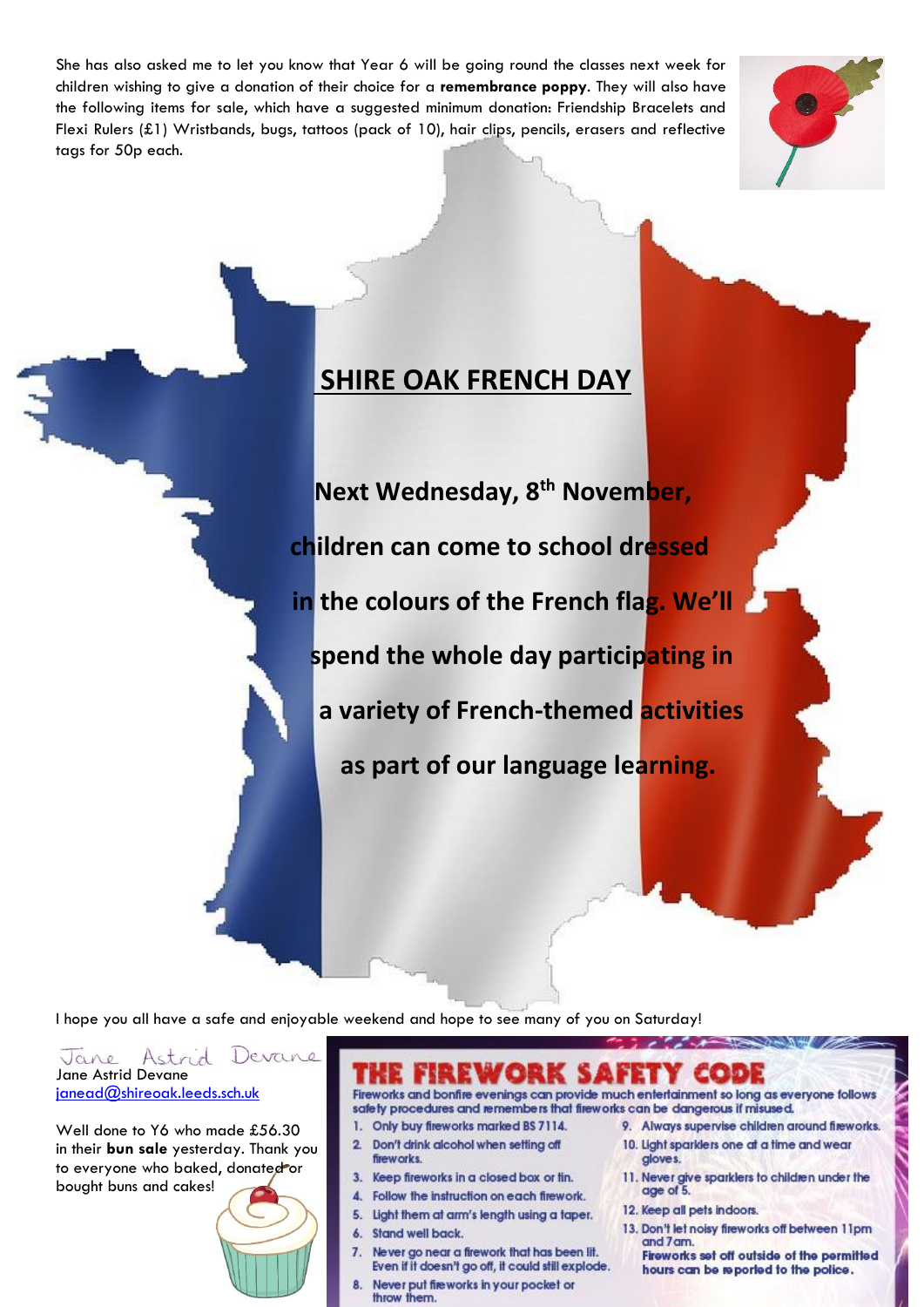She has also asked me to let you know that Year 6 will be going round the classes next week for children wishing to give a donation of their choice for a **remembrance poppy**. They will also have the following items for sale, which have a suggested minimum donation: Friendship Bracelets and Flexi Rulers (£1) Wristbands, bugs, tattoos (pack of 10), hair clips, pencils, erasers and reflective tags for 50p each.

## SHIRE OAK FRENCH DAY

**Next Wednesday, 8th November, children can come to school dressed in the colours of the French flag. We'll spend the whole day participating in a variety of French-themed activities as part of our language learning.**

I hope you all have a safe and enjoyable weekend and hope to see many of you on Saturday!

Jane Astrid Devane
Jane Astrid Devane
janead@shireoak.leeds.sch.uk

Well done to Y6 who made £56.30 in their **bun sale** yesterday. Thank you to everyone who baked, donated or bought buns and cakes!

## THE FIREWORK SAFETY CODE

Fireworks and bonfire evenings can provide much entertainment so long as everyone follows safety procedures and remembers that fireworks can be dangerous if misused.

1. Only buy fireworks marked BS 7114.
2. Don't drink alcohol when setting off fireworks.
3. Keep fireworks in a closed box or tin.
4. Follow the instruction on each firework.
5. Light them at arm's length using a taper.
6. Stand well back.
7. Never go near a firework that has been lit. Even if it doesn't go off, it could still explode.
8. Never put fireworks in your pocket or throw them.
9. Always supervise children around fireworks.
10. Light sparklers one at a time and wear gloves.
11. Never give sparklers to children under the age of 5.
12. Keep all pets indoors.
13. Don't let noisy fireworks off between 11pm and 7am.

**Fireworks set off outside of the permitted hours can be reported to the police.**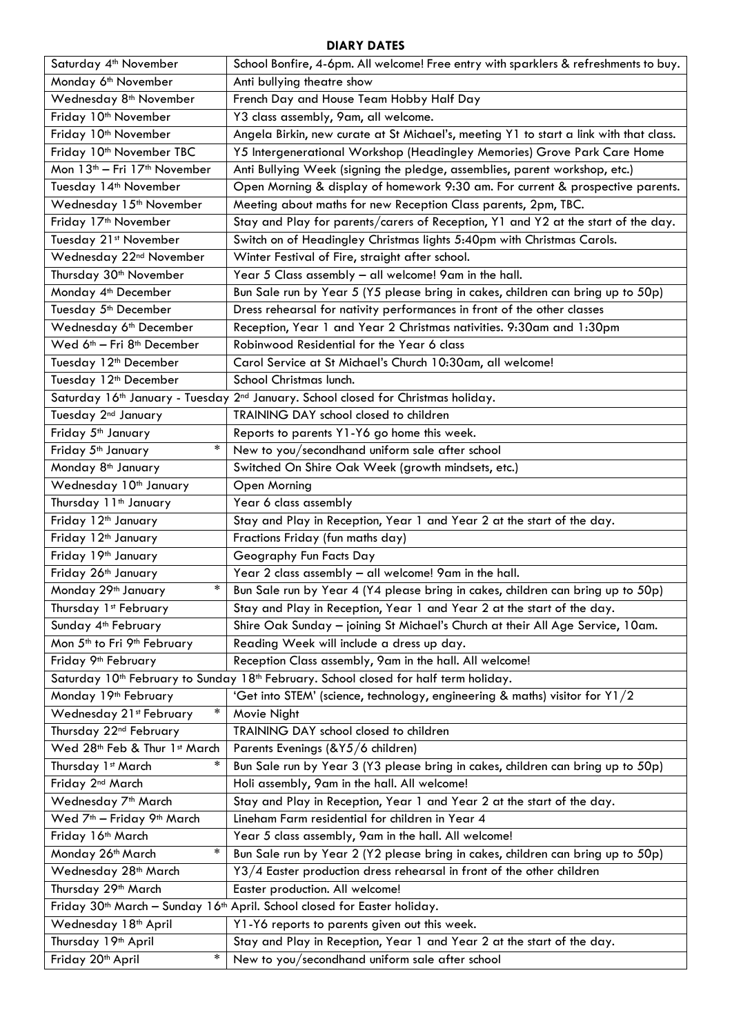**DIARY DATES**

| | |
|---|---|
| Saturday 4th November | School Bonfire, 4-6pm. All welcome! Free entry with sparklers & refreshments to buy. |
| Monday 6th November | Anti bullying theatre show |
| Wednesday 8th November | French Day and House Team Hobby Half Day |
| Friday 10th November | Y3 class assembly, 9am, all welcome. |
| Friday 10th November | Angela Birkin, new curate at St Michael's, meeting Y1 to start a link with that class. |
| Friday 10th November TBC | Y5 Intergenerational Workshop (Headingley Memories) Grove Park Care Home |
| Mon 13th – Fri 17th November | Anti Bullying Week (signing the pledge, assemblies, parent workshop, etc.) |
| Tuesday 14th November | Open Morning & display of homework 9:30 am. For current & prospective parents. |
| Wednesday 15th November | Meeting about maths for new Reception Class parents, 2pm, TBC. |
| Friday 17th November | Stay and Play for parents/carers of Reception, Y1 and Y2 at the start of the day. |
| Tuesday 21st November | Switch on of Headingley Christmas lights 5:40pm with Christmas Carols. |
| Wednesday 22nd November | Winter Festival of Fire, straight after school. |
| Thursday 30th November | Year 5 Class assembly – all welcome! 9am in the hall. |
| Monday 4th December | Bun Sale run by Year 5 (Y5 please bring in cakes, children can bring up to 50p) |
| Tuesday 5th December | Dress rehearsal for nativity performances in front of the other classes |
| Wednesday 6th December | Reception, Year 1 and Year 2 Christmas nativities. 9:30am and 1:30pm |
| Wed 6th – Fri 8th December | Robinwood Residential for the Year 6 class |
| Tuesday 12th December | Carol Service at St Michael's Church 10:30am, all welcome! |
| Tuesday 12th December | School Christmas lunch. |
| Saturday 16th January - Tuesday 2nd January. School closed for Christmas holiday. | |
| Tuesday 2nd January | TRAINING DAY school closed to children |
| Friday 5th January | Reports to parents Y1-Y6 go home this week. |
| Friday 5th January * | New to you/secondhand uniform sale after school |
| Monday 8th January | Switched On Shire Oak Week (growth mindsets, etc.) |
| Wednesday 10th January | Open Morning |
| Thursday 11th January | Year 6 class assembly |
| Friday 12th January | Stay and Play in Reception, Year 1 and Year 2 at the start of the day. |
| Friday 12th January | Fractions Friday (fun maths day) |
| Friday 19th January | Geography Fun Facts Day |
| Friday 26th January | Year 2 class assembly – all welcome! 9am in the hall. |
| Monday 29th January * | Bun Sale run by Year 4 (Y4 please bring in cakes, children can bring up to 50p) |
| Thursday 1st February | Stay and Play in Reception, Year 1 and Year 2 at the start of the day. |
| Sunday 4th February | Shire Oak Sunday – joining St Michael's Church at their All Age Service, 10am. |
| Mon 5th to Fri 9th February | Reading Week will include a dress up day. |
| Friday 9th February | Reception Class assembly, 9am in the hall. All welcome! |
| Saturday 10th February to Sunday 18th February. School closed for half term holiday. | |
| Monday 19th February | 'Get into STEM' (science, technology, engineering & maths) visitor for Y1/2 |
| Wednesday 21st February * | Movie Night |
| Thursday 22nd February | TRAINING DAY school closed to children |
| Wed 28th Feb & Thur 1st March | Parents Evenings (&Y5/6 children) |
| Thursday 1st March * | Bun Sale run by Year 3 (Y3 please bring in cakes, children can bring up to 50p) |
| Friday 2nd March | Holi assembly, 9am in the hall. All welcome! |
| Wednesday 7th March | Stay and Play in Reception, Year 1 and Year 2 at the start of the day. |
| Wed 7th – Friday 9th March | Lineham Farm residential for children in Year 4 |
| Friday 16th March | Year 5 class assembly, 9am in the hall. All welcome! |
| Monday 26th March * | Bun Sale run by Year 2 (Y2 please bring in cakes, children can bring up to 50p) |
| Wednesday 28th March | Y3/4 Easter production dress rehearsal in front of the other children |
| Thursday 29th March | Easter production. All welcome! |
| Friday 30th March – Sunday 16th April. School closed for Easter holiday. | |
| Wednesday 18th April | Y1-Y6 reports to parents given out this week. |
| Thursday 19th April | Stay and Play in Reception, Year 1 and Year 2 at the start of the day. |
| Friday 20th April * | New to you/secondhand uniform sale after school |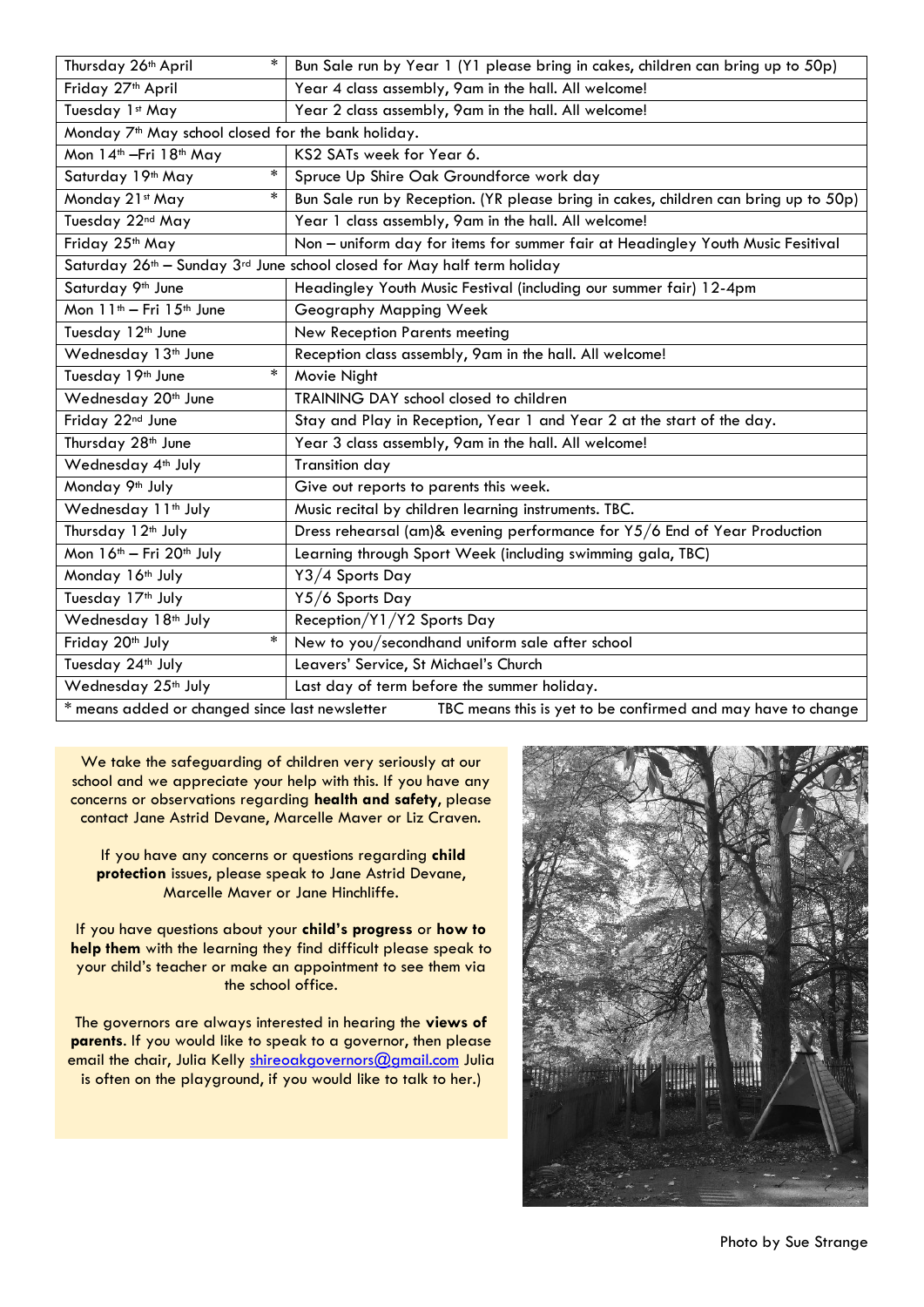| | |
|---|---|
| Thursday 26th April * | Bun Sale run by Year 1 (Y1 please bring in cakes, children can bring up to 50p) |
| Friday 27th April | Year 4 class assembly, 9am in the hall. All welcome! |
| Tuesday 1st May | Year 2 class assembly, 9am in the hall. All welcome! |
| Monday 7th May school closed for the bank holiday. | |
| Mon 14th –Fri 18th May | KS2 SATs week for Year 6. |
| Saturday 19th May * | Spruce Up Shire Oak Groundforce work day |
| Monday 21st May * | Bun Sale run by Reception. (YR please bring in cakes, children can bring up to 50p) |
| Tuesday 22nd May | Year 1 class assembly, 9am in the hall. All welcome! |
| Friday 25th May | Non – uniform day for items for summer fair at Headingley Youth Music Fesitival |
| Saturday 26th – Sunday 3rd June school closed for May half term holiday | |
| Saturday 9th June | Headingley Youth Music Festival (including our summer fair) 12-4pm |
| Mon 11th – Fri 15th June | Geography Mapping Week |
| Tuesday 12th June | New Reception Parents meeting |
| Wednesday 13th June | Reception class assembly, 9am in the hall. All welcome! |
| Tuesday 19th June * | Movie Night |
| Wednesday 20th June | TRAINING DAY school closed to children |
| Friday 22nd June | Stay and Play in Reception, Year 1 and Year 2 at the start of the day. |
| Thursday 28th June | Year 3 class assembly, 9am in the hall. All welcome! |
| Wednesday 4th July | Transition day |
| Monday 9th July | Give out reports to parents this week. |
| Wednesday 11th July | Music recital by children learning instruments. TBC. |
| Thursday 12th July | Dress rehearsal (am)& evening performance for Y5/6 End of Year Production |
| Mon 16th – Fri 20th July | Learning through Sport Week (including swimming gala, TBC) |
| Monday 16th July | Y3/4 Sports Day |
| Tuesday 17th July | Y5/6 Sports Day |
| Wednesday 18th July | Reception/Y1/Y2 Sports Day |
| Friday 20th July * | New to you/secondhand uniform sale after school |
| Tuesday 24th July | Leavers' Service, St Michael's Church |
| Wednesday 25th July | Last day of term before the summer holiday. |
| * means added or changed since last newsletter | TBC means this is yet to be confirmed and may have to change |

We take the safeguarding of children very seriously at our school and we appreciate your help with this. If you have any concerns or observations regarding **health and safety**, please contact Jane Astrid Devane, Marcelle Maver or Liz Craven.

If you have any concerns or questions regarding **child protection** issues, please speak to Jane Astrid Devane, Marcelle Maver or Jane Hinchliffe.

If you have questions about your **child's progress** or **how to help them** with the learning they find difficult please speak to your child's teacher or make an appointment to see them via the school office.

The governors are always interested in hearing the **views of parents.** If you would like to speak to a governor, then please email the chair, Julia Kelly shireoakgovernors@gmail.com Julia is often on the playground, if you would like to talk to her.)

Photo by Sue Strange